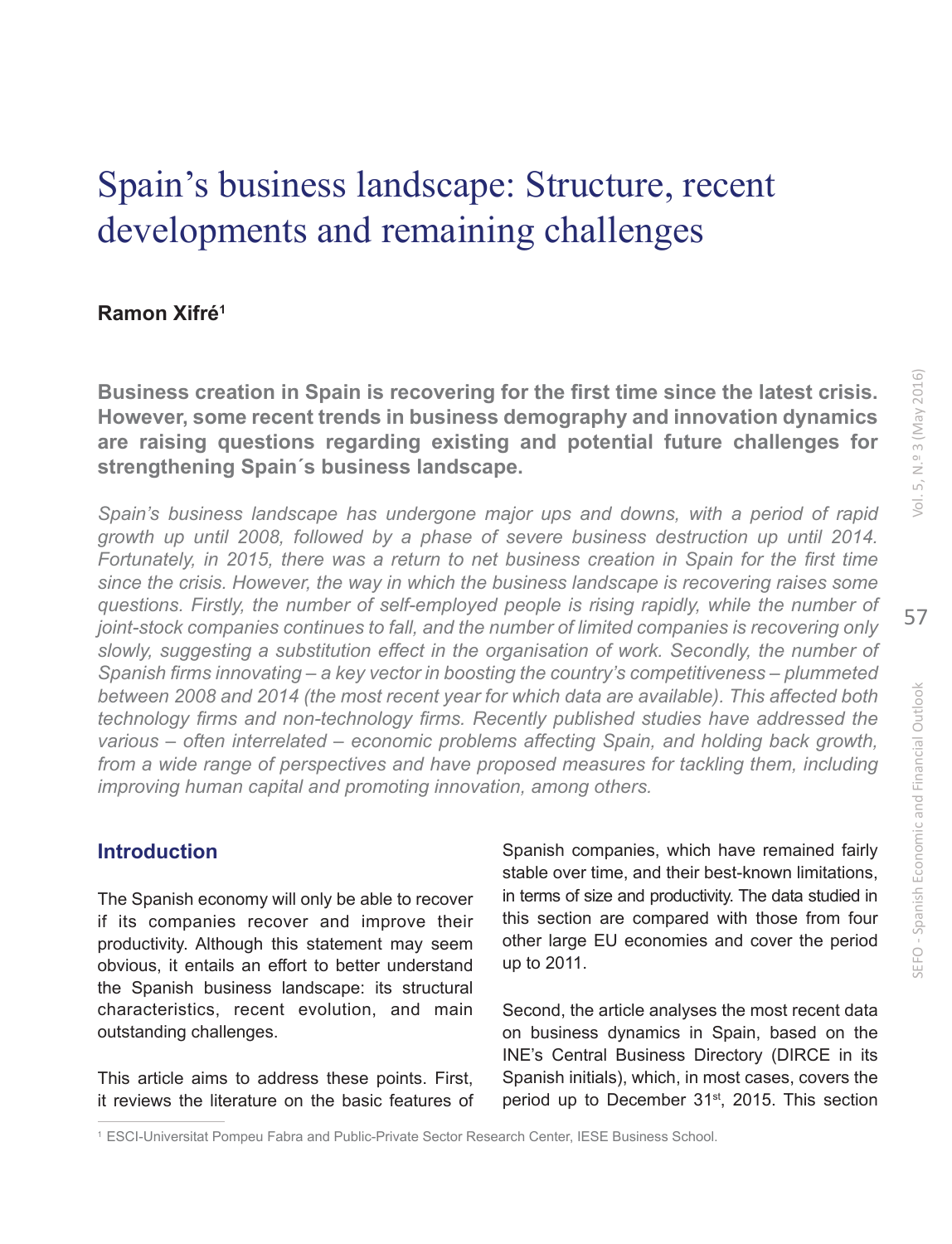# Spain's business landscape: Structure, recent developments and remaining challenges

**Ramon Xifré**[1]

**Business creation in Spain is recovering for the first time since the latest crisis. However, some recent trends in business demography and innovation dynamics are raising questions regarding existing and potential future challenges for strengthening Spain´s business landscape.**

*Spain's business landscape has undergone major ups and downs, with a period of rapid growth up until 2008, followed by a phase of severe business destruction up until 2014. Fortunately, in 2015, there was a return to net business creation in Spain for the first time since the crisis. However, the way in which the business landscape is recovering raises some questions. Firstly, the number of self-employed people is rising rapidly, while the number of joint-stock companies continues to fall, and the number of limited companies is recovering only slowly, suggesting a substitution effect in the organisation of work. Secondly, the number of Spanish firms innovating – a key vector in boosting the country's competitiveness – plummeted between 2008 and 2014 (the most recent year for which data are available). This affected both technology firms and non-technology firms. Recently published studies have addressed the various – often interrelated – economic problems affecting Spain, and holding back growth, from a wide range of perspectives and have proposed measures for tackling them, including improving human capital and promoting innovation, among others.*

## Introduction

The Spanish economy will only be able to recover if its companies recover and improve their productivity. Although this statement may seem obvious, it entails an effort to better understand the Spanish business landscape: its structural characteristics, recent evolution, and main outstanding challenges.

This article aims to address these points. First, it reviews the literature on the basic features of Spanish companies, which have remained fairly stable over time, and their best-known limitations, in terms of size and productivity. The data studied in this section are compared with those from four other large EU economies and cover the period up to 2011.

Second, the article analyses the most recent data on business dynamics in Spain, based on the INE's Central Business Directory (DIRCE in its Spanish initials), which, in most cases, covers the period up to December 31st, 2015. This section

[1] ESCI-Universitat Pompeu Fabra and Public-Private Sector Research Center, IESE Business School.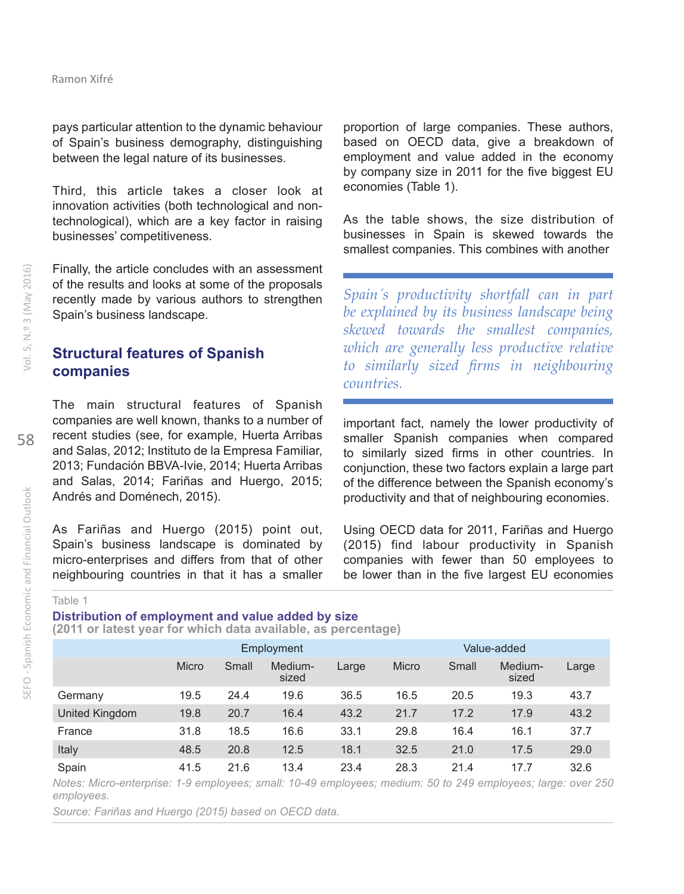pays particular attention to the dynamic behaviour of Spain's business demography, distinguishing between the legal nature of its businesses.

Third, this article takes a closer look at innovation activities (both technological and non-technological), which are a key factor in raising businesses' competitiveness.

Finally, the article concludes with an assessment of the results and looks at some of the proposals recently made by various authors to strengthen Spain's business landscape.

## Structural features of Spanish companies

The main structural features of Spanish companies are well known, thanks to a number of recent studies (see, for example, Huerta Arribas and Salas, 2012; Instituto de la Empresa Familiar, 2013; Fundación BBVA-Ivie, 2014; Huerta Arribas and Salas, 2014; Fariñas and Huergo, 2015; Andrés and Doménech, 2015).

As Fariñas and Huergo (2015) point out, Spain's business landscape is dominated by micro-enterprises and differs from that of other neighbouring countries in that it has a smaller proportion of large companies. These authors, based on OECD data, give a breakdown of employment and value added in the economy by company size in 2011 for the five biggest EU economies (Table 1).

As the table shows, the size distribution of businesses in Spain is skewed towards the smallest companies. This combines with another important fact, namely the lower productivity of smaller Spanish companies when compared to similarly sized firms in other countries. In conjunction, these two factors explain a large part of the difference between the Spanish economy's productivity and that of neighbouring economies.

*Spain´s productivity shortfall can in part be explained by its business landscape being skewed towards the smallest companies, which are generally less productive relative to similarly sized firms in neighbouring countries.*

Using OECD data for 2011, Fariñas and Huergo (2015) find labour productivity in Spanish companies with fewer than 50 employees to be lower than in the five largest EU economies

Table 1

**Distribution of employment and value added by size**
**(2011 or latest year for which data available, as percentage)**

| | Employment | | | | Value-added | | | |
|---|---|---|---|---|---|---|---|---|
| | Micro | Small | Medium-sized | Large | Micro | Small | Medium-sized | Large |
| Germany | 19.5 | 24.4 | 19.6 | 36.5 | 16.5 | 20.5 | 19.3 | 43.7 |
| United Kingdom | 19.8 | 20.7 | 16.4 | 43.2 | 21.7 | 17.2 | 17.9 | 43.2 |
| France | 31.8 | 18.5 | 16.6 | 33.1 | 29.8 | 16.4 | 16.1 | 37.7 |
| Italy | 48.5 | 20.8 | 12.5 | 18.1 | 32.5 | 21.0 | 17.5 | 29.0 |
| Spain | 41.5 | 21.6 | 13.4 | 23.4 | 28.3 | 21.4 | 17.7 | 32.6 |

*Notes: Micro-enterprise: 1-9 employees; small: 10-49 employees; medium: 50 to 249 employees; large: over 250 employees.*

*Source: Fariñas and Huergo (2015) based on OECD data.*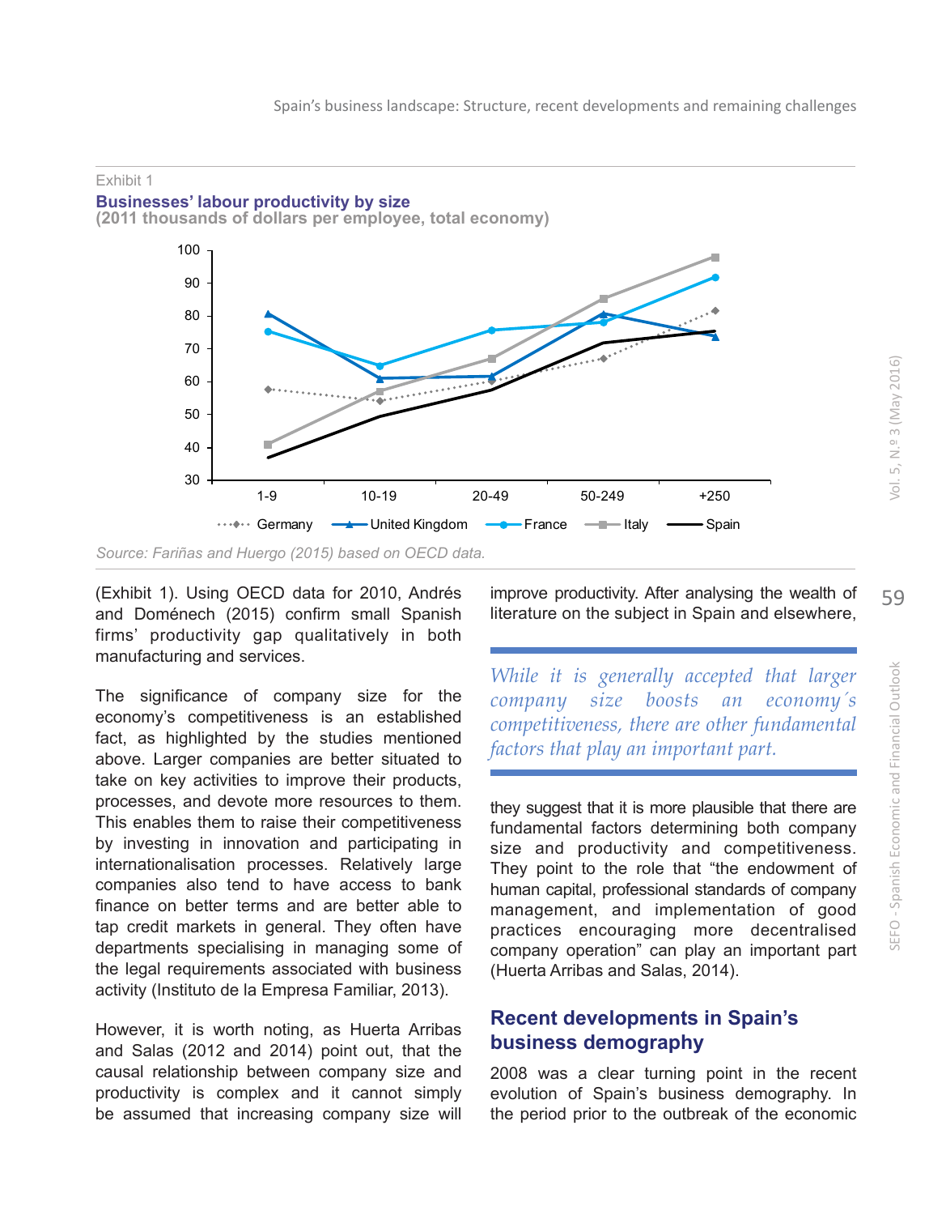Exhibit 1

**Businesses' labour productivity by size**

**(2011 thousands of dollars per employee, total economy)**

Source: Fariñas and Huergo (2015) based on OECD data.

(Exhibit 1). Using OECD data for 2010, Andrés and Doménech (2015) confirm small Spanish firms' productivity gap qualitatively in both manufacturing and services.

The significance of company size for the economy's competitiveness is an established fact, as highlighted by the studies mentioned above. Larger companies are better situated to take on key activities to improve their products, processes, and devote more resources to them. This enables them to raise their competitiveness by investing in innovation and participating in internationalisation processes. Relatively large companies also tend to have access to bank finance on better terms and are better able to tap credit markets in general. They often have departments specialising in managing some of the legal requirements associated with business activity (Instituto de la Empresa Familiar, 2013).

However, it is worth noting, as Huerta Arribas and Salas (2012 and 2014) point out, that the causal relationship between company size and productivity is complex and it cannot simply be assumed that increasing company size will improve productivity. After analysing the wealth of literature on the subject in Spain and elsewhere, they suggest that it is more plausible that there are fundamental factors determining both company size and productivity and competitiveness. They point to the role that "the endowment of human capital, professional standards of company management, and implementation of good practices encouraging more decentralised company operation" can play an important part (Huerta Arribas and Salas, 2014).

> *While it is generally accepted that larger company size boosts an economy´s competitiveness, there are other fundamental factors that play an important part.*

## Recent developments in Spain's business demography

2008 was a clear turning point in the recent evolution of Spain's business demography. In the period prior to the outbreak of the economic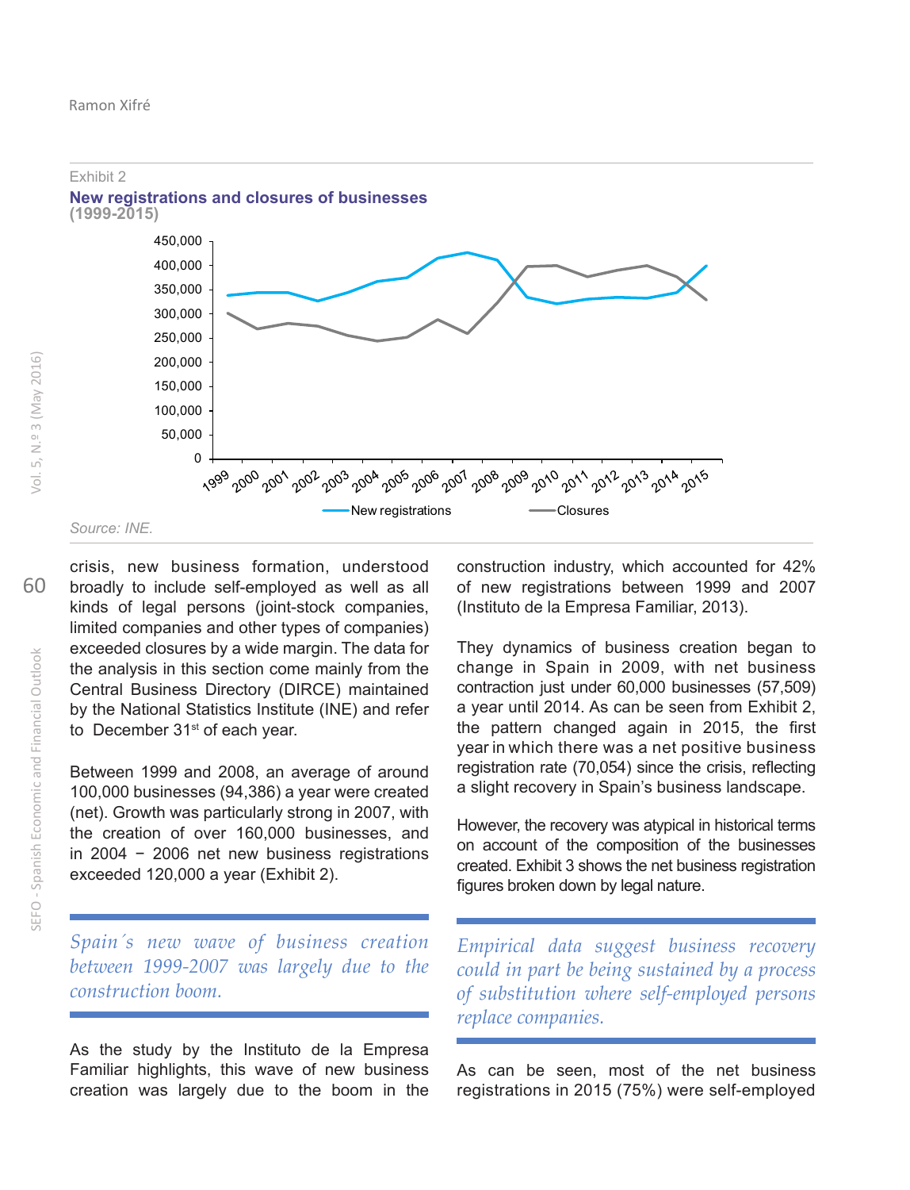Exhibit 2

**New registrations and closures of businesses**
**(1999-2015)**

Source: INE.

crisis, new business formation, understood broadly to include self-employed as well as all kinds of legal persons (joint-stock companies, limited companies and other types of companies) exceeded closures by a wide margin. The data for the analysis in this section come mainly from the Central Business Directory (DIRCE) maintained by the National Statistics Institute (INE) and refer to December 31st of each year.

Between 1999 and 2008, an average of around 100,000 businesses (94,386) a year were created (net). Growth was particularly strong in 2007, with the creation of over 160,000 businesses, and in 2004 − 2006 net new business registrations exceeded 120,000 a year (Exhibit 2).

*Spain´s new wave of business creation between 1999-2007 was largely due to the construction boom.*

As the study by the Instituto de la Empresa Familiar highlights, this wave of new business creation was largely due to the boom in the construction industry, which accounted for 42% of new registrations between 1999 and 2007 (Instituto de la Empresa Familiar, 2013).

They dynamics of business creation began to change in Spain in 2009, with net business contraction just under 60,000 businesses (57,509) a year until 2014. As can be seen from Exhibit 2, the pattern changed again in 2015, the first year in which there was a net positive business registration rate (70,054) since the crisis, reflecting a slight recovery in Spain's business landscape.

However, the recovery was atypical in historical terms on account of the composition of the businesses created. Exhibit 3 shows the net business registration figures broken down by legal nature.

*Empirical data suggest business recovery could in part be being sustained by a process of substitution where self-employed persons replace companies.*

As can be seen, most of the net business registrations in 2015 (75%) were self-employed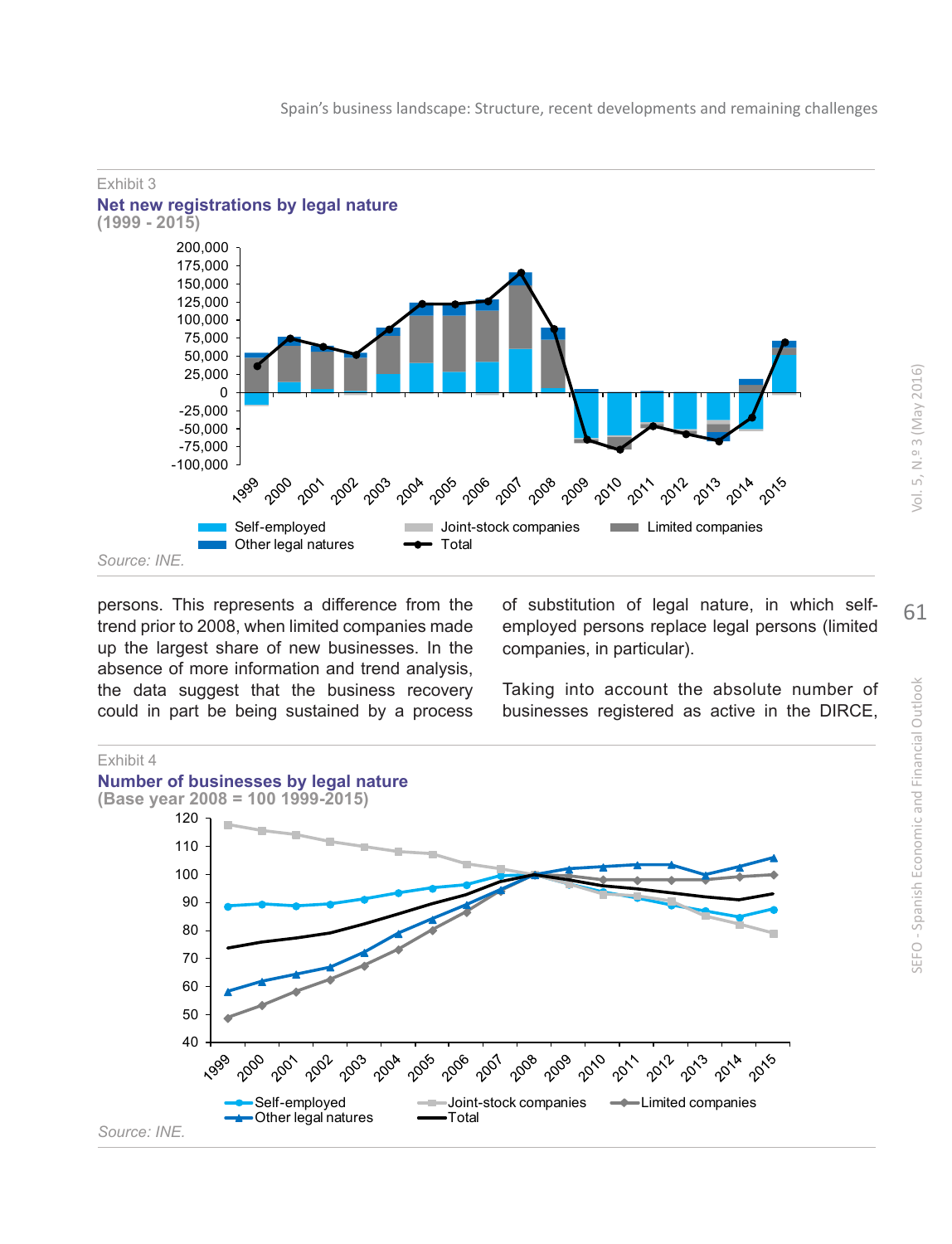Exhibit 3

**Net new registrations by legal nature**
**(1999 - 2015)**

Source: INE.

persons. This represents a difference from the trend prior to 2008, when limited companies made up the largest share of new businesses. In the absence of more information and trend analysis, the data suggest that the business recovery could in part be being sustained by a process of substitution of legal nature, in which self-employed persons replace legal persons (limited companies, in particular).

Taking into account the absolute number of businesses registered as active in the DIRCE,

Exhibit 4

**Number of businesses by legal nature**
**(Base year 2008 = 100 1999-2015)**

Source: INE.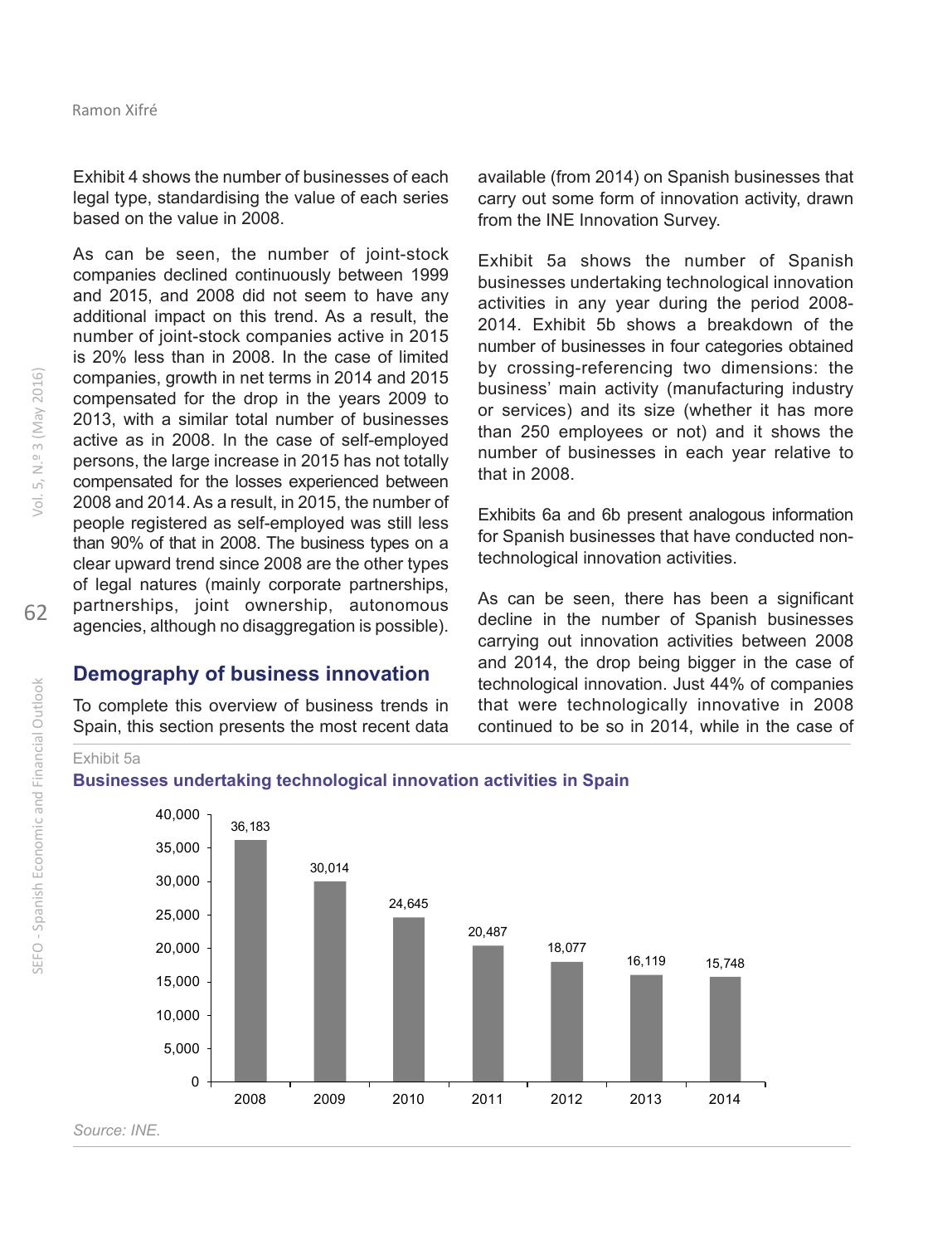Exhibit 4 shows the number of businesses of each legal type, standardising the value of each series based on the value in 2008.

As can be seen, the number of joint-stock companies declined continuously between 1999 and 2015, and 2008 did not seem to have any additional impact on this trend. As a result, the number of joint-stock companies active in 2015 is 20% less than in 2008. In the case of limited companies, growth in net terms in 2014 and 2015 compensated for the drop in the years 2009 to 2013, with a similar total number of businesses active as in 2008. In the case of self-employed persons, the large increase in 2015 has not totally compensated for the losses experienced between 2008 and 2014. As a result, in 2015, the number of people registered as self-employed was still less than 90% of that in 2008. The business types on a clear upward trend since 2008 are the other types of legal natures (mainly corporate partnerships, partnerships, joint ownership, autonomous agencies, although no disaggregation is possible).

## Demography of business innovation

To complete this overview of business trends in Spain, this section presents the most recent data available (from 2014) on Spanish businesses that carry out some form of innovation activity, drawn from the INE Innovation Survey.

Exhibit 5a shows the number of Spanish businesses undertaking technological innovation activities in any year during the period 2008-2014. Exhibit 5b shows a breakdown of the number of businesses in four categories obtained by crossing-referencing two dimensions: the business' main activity (manufacturing industry or services) and its size (whether it has more than 250 employees or not) and it shows the number of businesses in each year relative to that in 2008.

Exhibits 6a and 6b present analogous information for Spanish businesses that have conducted non-technological innovation activities.

As can be seen, there has been a significant decline in the number of Spanish businesses carrying out innovation activities between 2008 and 2014, the drop being bigger in the case of technological innovation. Just 44% of companies that were technologically innovative in 2008 continued to be so in 2014, while in the case of

Exhibit 5a

**Businesses undertaking technological innovation activities in Spain**

| Year | Businesses |
|---|---|
| 2008 | 36,183 |
| 2009 | 30,014 |
| 2010 | 24,645 |
| 2011 | 20,487 |
| 2012 | 18,077 |
| 2013 | 16,119 |
| 2014 | 15,748 |

*Source: INE.*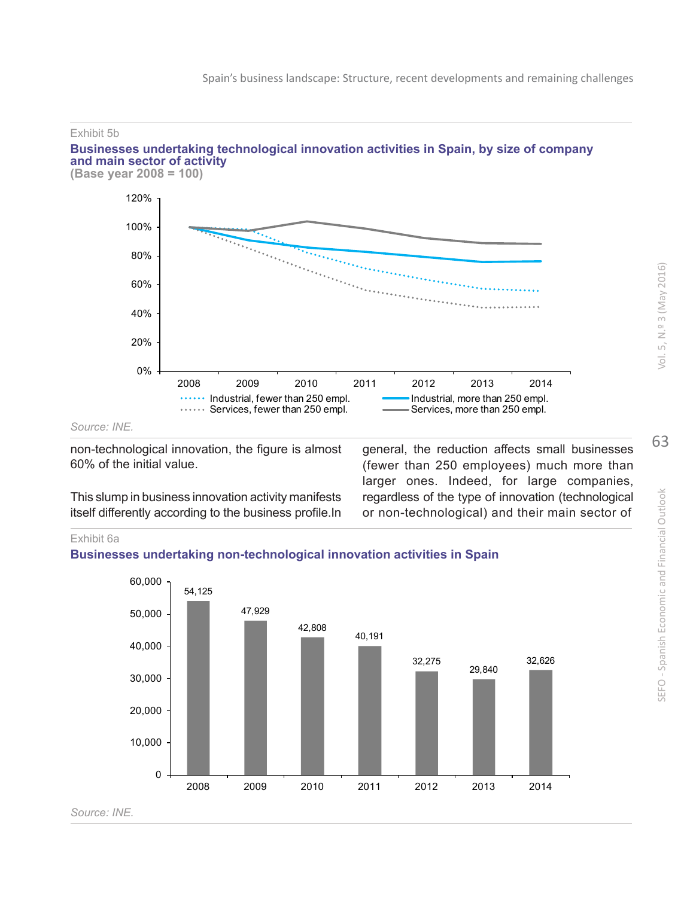Exhibit 5b

**Businesses undertaking technological innovation activities in Spain, by size of company and main sector of activity**
**(Base year 2008 = 100)**

*Source: INE.*

non-technological innovation, the figure is almost 60% of the initial value.

This slump in business innovation activity manifests itself differently according to the business profile.In general, the reduction affects small businesses (fewer than 250 employees) much more than larger ones. Indeed, for large companies, regardless of the type of innovation (technological or non-technological) and their main sector of

Exhibit 6a

**Businesses undertaking non-technological innovation activities in Spain**

| 2008 | 2009 | 2010 | 2011 | 2012 | 2013 | 2014 |
|---|---|---|---|---|---|---|
| 54,125 | 47,929 | 42,808 | 40,191 | 32,275 | 29,840 | 32,626 |

*Source: INE.*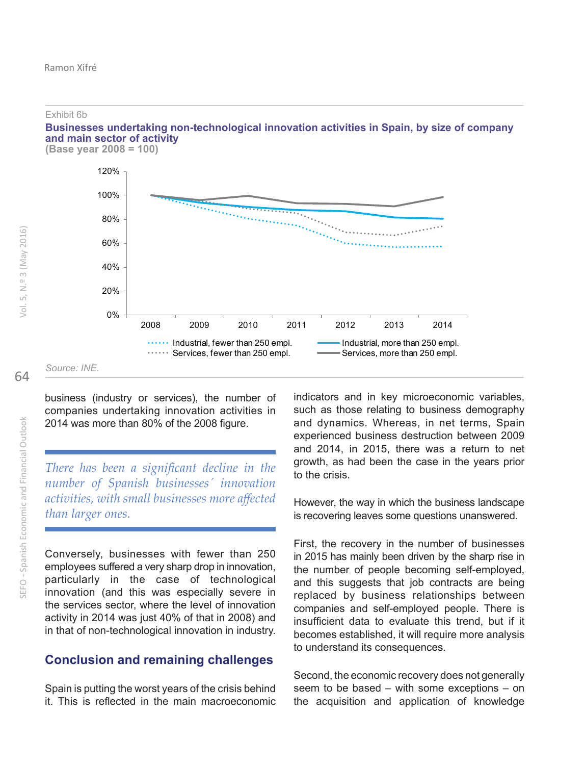Exhibit 6b

**Businesses undertaking non-technological innovation activities in Spain, by size of company and main sector of activity**
**(Base year 2008 = 100)**

Source: INE.

business (industry or services), the number of companies undertaking innovation activities in 2014 was more than 80% of the 2008 figure.

*There has been a significant decline in the number of Spanish businesses´ innovation activities, with small businesses more affected than larger ones.*

Conversely, businesses with fewer than 250 employees suffered a very sharp drop in innovation, particularly in the case of technological innovation (and this was especially severe in the services sector, where the level of innovation activity in 2014 was just 40% of that in 2008) and in that of non-technological innovation in industry.

## Conclusion and remaining challenges

Spain is putting the worst years of the crisis behind it. This is reflected in the main macroeconomic indicators and in key microeconomic variables, such as those relating to business demography and dynamics. Whereas, in net terms, Spain experienced business destruction between 2009 and 2014, in 2015, there was a return to net growth, as had been the case in the years prior to the crisis.

However, the way in which the business landscape is recovering leaves some questions unanswered.

First, the recovery in the number of businesses in 2015 has mainly been driven by the sharp rise in the number of people becoming self-employed, and this suggests that job contracts are being replaced by business relationships between companies and self-employed people. There is insufficient data to evaluate this trend, but if it becomes established, it will require more analysis to understand its consequences.

Second, the economic recovery does not generally seem to be based – with some exceptions – on the acquisition and application of knowledge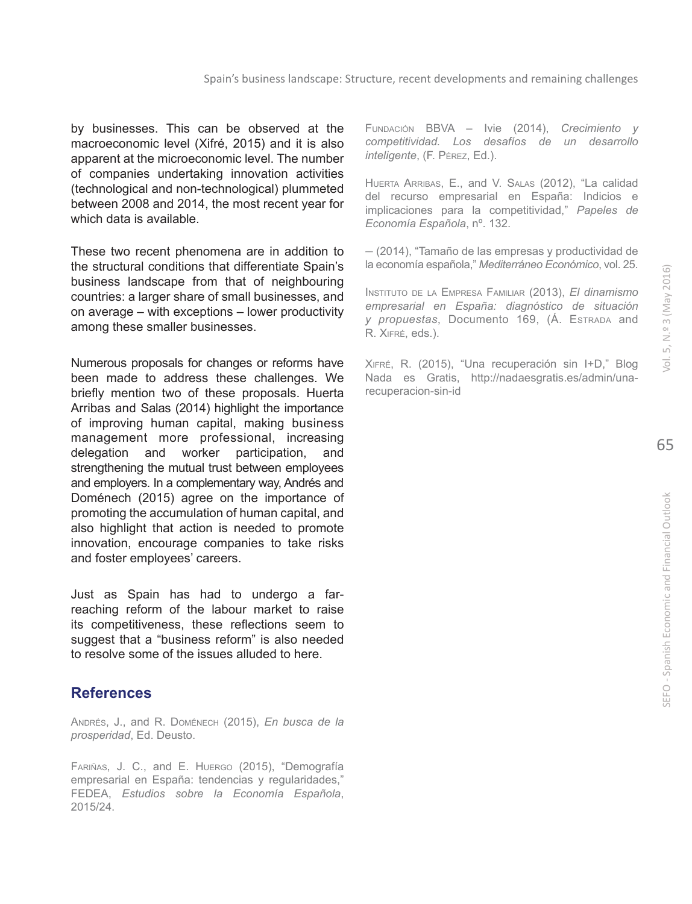by businesses. This can be observed at the macroeconomic level (Xifré, 2015) and it is also apparent at the microeconomic level. The number of companies undertaking innovation activities (technological and non-technological) plummeted between 2008 and 2014, the most recent year for which data is available.

These two recent phenomena are in addition to the structural conditions that differentiate Spain's business landscape from that of neighbouring countries: a larger share of small businesses, and on average – with exceptions – lower productivity among these smaller businesses.

Numerous proposals for changes or reforms have been made to address these challenges. We briefly mention two of these proposals. Huerta Arribas and Salas (2014) highlight the importance of improving human capital, making business management more professional, increasing delegation and worker participation, and strengthening the mutual trust between employees and employers. In a complementary way, Andrés and Doménech (2015) agree on the importance of promoting the accumulation of human capital, and also highlight that action is needed to promote innovation, encourage companies to take risks and foster employees' careers.

Just as Spain has had to undergo a far-reaching reform of the labour market to raise its competitiveness, these reflections seem to suggest that a "business reform" is also needed to resolve some of the issues alluded to here.

## References

Andrés, J., and R. Doménech (2015), *En busca de la prosperidad*, Ed. Deusto.

Fariñas, J. C., and E. Huergo (2015), "Demografía empresarial en España: tendencias y regularidades," FEDEA, *Estudios sobre la Economía Española*, 2015/24.

Fundación BBVA – Ivie (2014), *Crecimiento y competitividad. Los desafíos de un desarrollo inteligente*, (F. Pérez, Ed.).

Huerta Arribas, E., and V. Salas (2012), "La calidad del recurso empresarial en España: Indicios e implicaciones para la competitividad," *Papeles de Economía Española*, nº. 132.

— (2014), "Tamaño de las empresas y productividad de la economía española," *Mediterráneo Económico*, vol. 25.

Instituto de la Empresa Familiar (2013), *El dinamismo empresarial en España: diagnóstico de situación y propuestas*, Documento 169, (Á. Estrada and R. Xifré, eds.).

Xifré, R. (2015), "Una recuperación sin I+D," Blog Nada es Gratis, http://nadaesgratis.es/admin/una-recuperacion-sin-id